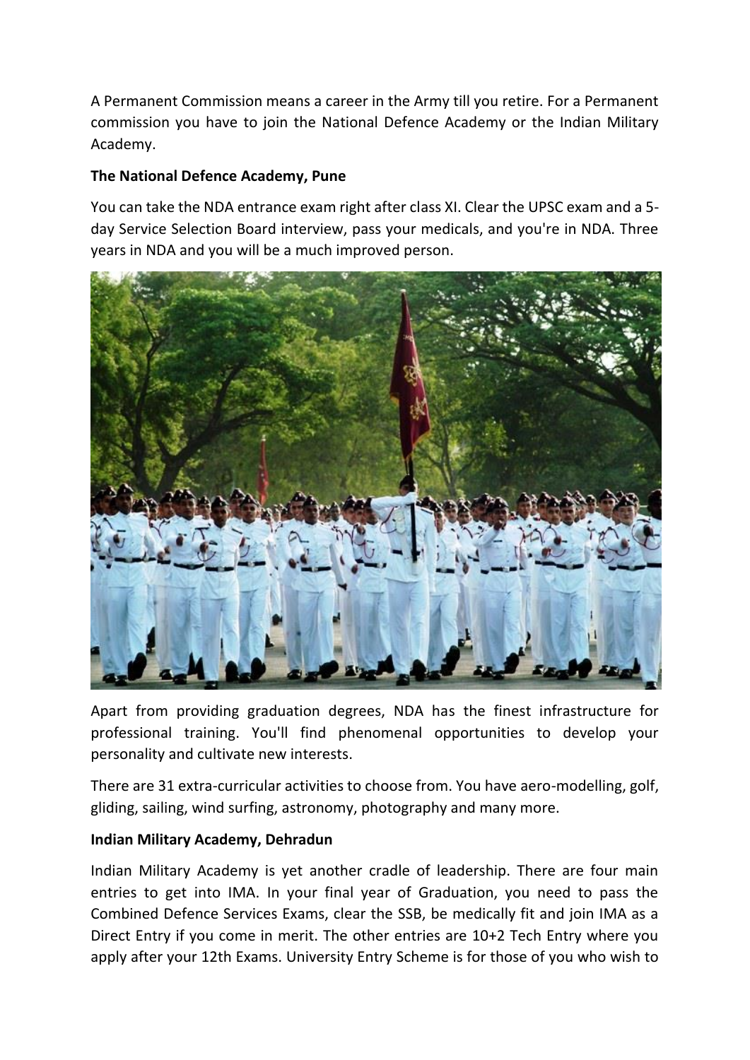A Permanent Commission means a career in the Army till you retire. For a Permanent commission you have to join the National Defence Academy or the Indian Military Academy.

**The National Defence Academy, Pune**

You can take the NDA entrance exam right after class XI. Clear the UPSC exam and a 5-day Service Selection Board interview, pass your medicals, and you're in NDA. Three years in NDA and you will be a much improved person.

Apart from providing graduation degrees, NDA has the finest infrastructure for professional training. You'll find phenomenal opportunities to develop your personality and cultivate new interests.

There are 31 extra-curricular activities to choose from. You have aero-modelling, golf, gliding, sailing, wind surfing, astronomy, photography and many more.

**Indian Military Academy, Dehradun**

Indian Military Academy is yet another cradle of leadership. There are four main entries to get into IMA. In your final year of Graduation, you need to pass the Combined Defence Services Exams, clear the SSB, be medically fit and join IMA as a Direct Entry if you come in merit. The other entries are 10+2 Tech Entry where you apply after your 12th Exams. University Entry Scheme is for those of you who wish to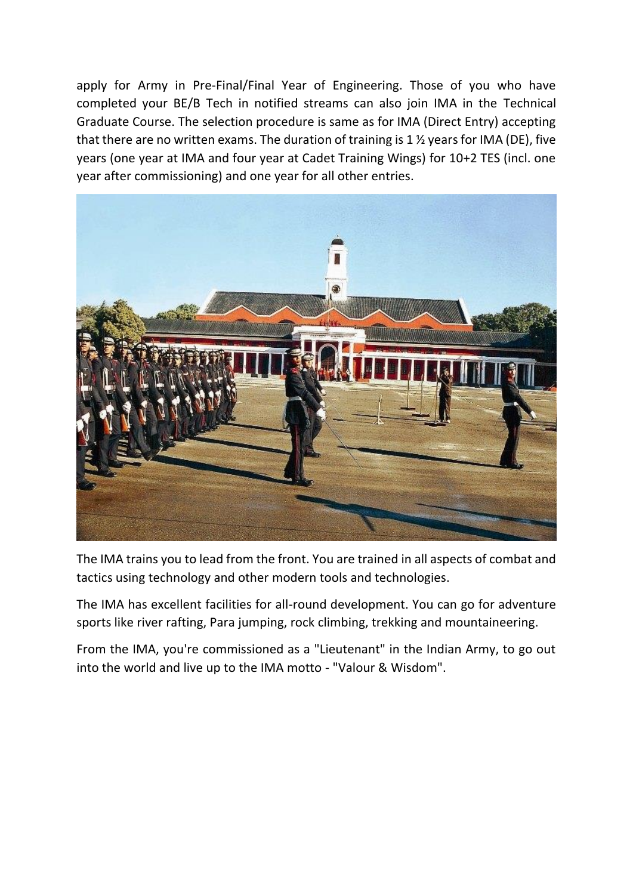apply for Army in Pre-Final/Final Year of Engineering. Those of you who have completed your BE/B Tech in notified streams can also join IMA in the Technical Graduate Course. The selection procedure is same as for IMA (Direct Entry) accepting that there are no written exams. The duration of training is 1 ½ years for IMA (DE), five years (one year at IMA and four year at Cadet Training Wings) for 10+2 TES (incl. one year after commissioning) and one year for all other entries.

The IMA trains you to lead from the front. You are trained in all aspects of combat and tactics using technology and other modern tools and technologies.

The IMA has excellent facilities for all-round development. You can go for adventure sports like river rafting, Para jumping, rock climbing, trekking and mountaineering.

From the IMA, you're commissioned as a "Lieutenant" in the Indian Army, to go out into the world and live up to the IMA motto - "Valour & Wisdom".